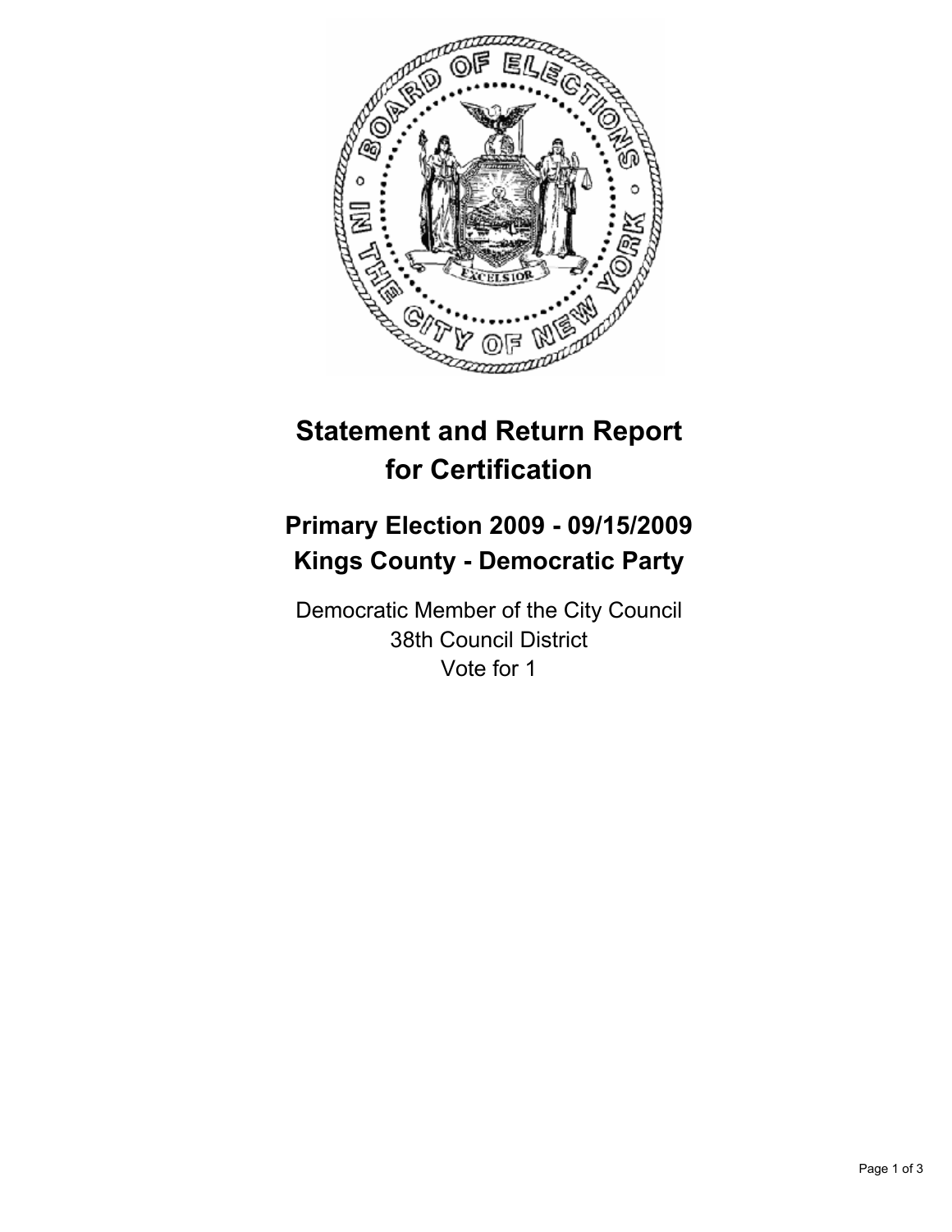# Statement and Return Report for Certification

## Primary Election 2009 - 09/15/2009
## Kings County - Democratic Party

Democratic Member of the City Council
38th Council District
Vote for 1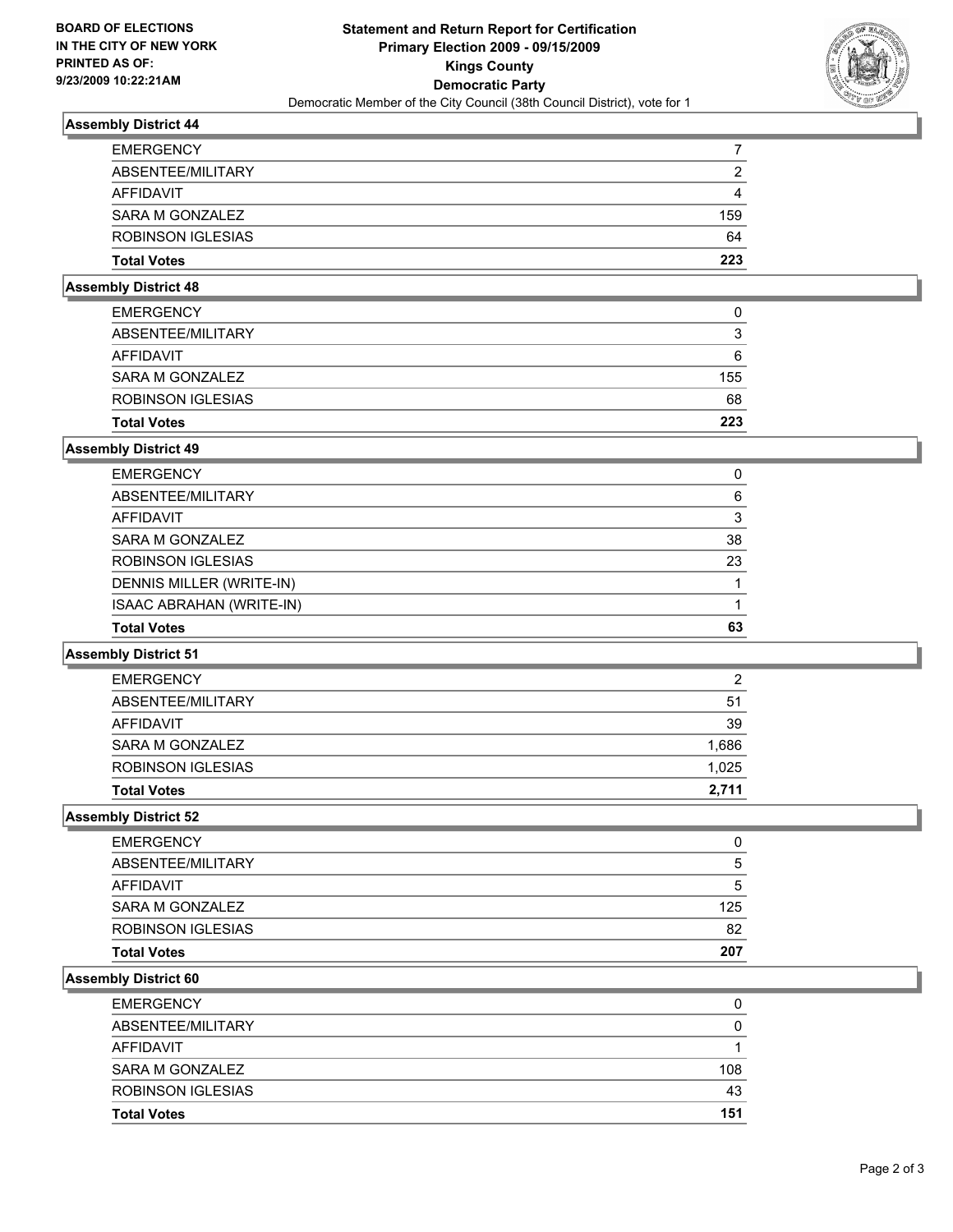**BOARD OF ELECTIONS IN THE CITY OF NEW YORK PRINTED AS OF: 9/23/2009 10:22:21AM**

# Statement and Return Report for Certification
## Primary Election 2009 - 09/15/2009
## Kings County
## Democratic Party
Democratic Member of the City Council (38th Council District), vote for 1

### Assembly District 44

| | |
|---|---|
| EMERGENCY | 7 |
| ABSENTEE/MILITARY | 2 |
| AFFIDAVIT | 4 |
| SARA M GONZALEZ | 159 |
| ROBINSON IGLESIAS | 64 |
| **Total Votes** | **223** |

### Assembly District 48

| | |
|---|---|
| EMERGENCY | 0 |
| ABSENTEE/MILITARY | 3 |
| AFFIDAVIT | 6 |
| SARA M GONZALEZ | 155 |
| ROBINSON IGLESIAS | 68 |
| **Total Votes** | **223** |

### Assembly District 49

| | |
|---|---|
| EMERGENCY | 0 |
| ABSENTEE/MILITARY | 6 |
| AFFIDAVIT | 3 |
| SARA M GONZALEZ | 38 |
| ROBINSON IGLESIAS | 23 |
| DENNIS MILLER (WRITE-IN) | 1 |
| ISAAC ABRAHAN (WRITE-IN) | 1 |
| **Total Votes** | **63** |

### Assembly District 51

| | |
|---|---|
| EMERGENCY | 2 |
| ABSENTEE/MILITARY | 51 |
| AFFIDAVIT | 39 |
| SARA M GONZALEZ | 1,686 |
| ROBINSON IGLESIAS | 1,025 |
| **Total Votes** | **2,711** |

### Assembly District 52

| | |
|---|---|
| EMERGENCY | 0 |
| ABSENTEE/MILITARY | 5 |
| AFFIDAVIT | 5 |
| SARA M GONZALEZ | 125 |
| ROBINSON IGLESIAS | 82 |
| **Total Votes** | **207** |

### Assembly District 60

| | |
|---|---|
| EMERGENCY | 0 |
| ABSENTEE/MILITARY | 0 |
| AFFIDAVIT | 1 |
| SARA M GONZALEZ | 108 |
| ROBINSON IGLESIAS | 43 |
| **Total Votes** | **151** |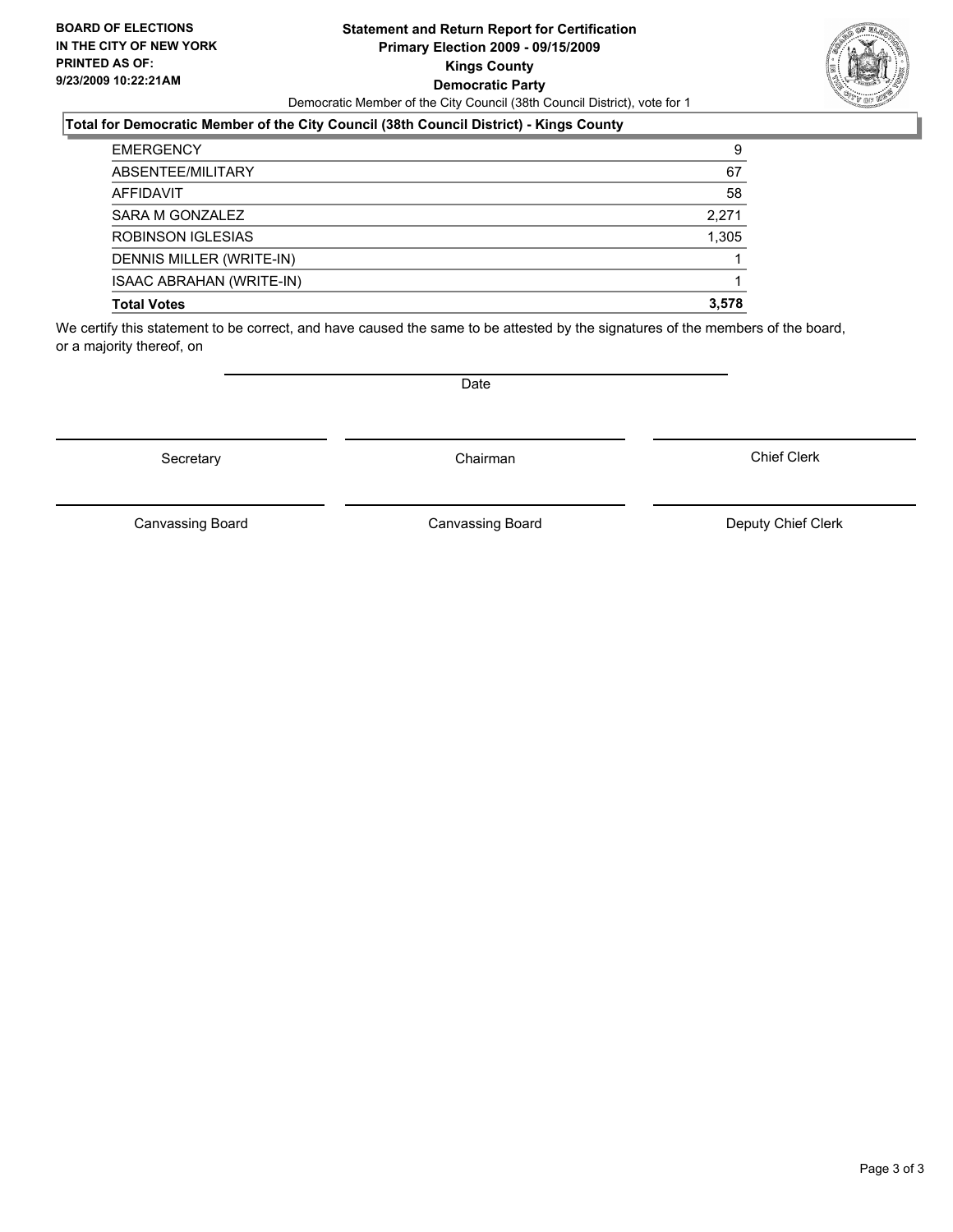**BOARD OF ELECTIONS IN THE CITY OF NEW YORK PRINTED AS OF: 9/23/2009 10:22:21AM**

**Statement and Return Report for Certification**
**Primary Election 2009 - 09/15/2009**
**Kings County**
**Democratic Party**
Democratic Member of the City Council (38th Council District), vote for 1

**Total for Democratic Member of the City Council (38th Council District) - Kings County**

| | |
|---|---|
| EMERGENCY | 9 |
| ABSENTEE/MILITARY | 67 |
| AFFIDAVIT | 58 |
| SARA M GONZALEZ | 2,271 |
| ROBINSON IGLESIAS | 1,305 |
| DENNIS MILLER (WRITE-IN) | 1 |
| ISAAC ABRAHAN (WRITE-IN) | 1 |
| **Total Votes** | **3,578** |

We certify this statement to be correct, and have caused the same to be attested by the signatures of the members of the board, or a majority thereof, on

Date

Secretary | Chairman | Chief Clerk

Canvassing Board | Canvassing Board | Deputy Chief Clerk